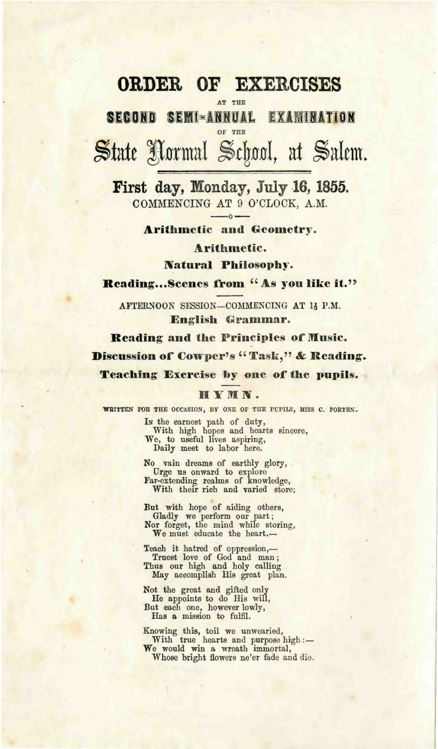# ORDER OF EXERCISES

AT THE

## SECOND SEMI-ANNUAL EXAMINATION

OF THE

# State Normal School, at Salem.

## First day, Monday, July 16, 1855.

COMMENCING AT 9 O'CLOCK, A.M.

—o—

**Arithmetic and Geometry.**

**Arithmetic.**

**Natural Philosophy.**

**Reading...Scenes from "As you like it."**

AFTERNOON SESSION—COMMENCING AT 1½ P.M.

**English Grammar.**

**Reading and the Principles of Music.**

**Discussion of Cowper's "Task," & Reading.**

**Teaching Exercise by one of the pupils.**

### HYMN.

WRITTEN FOR THE OCCASION, BY ONE OF THE PUPILS, MISS C. FORTEN.

In the earnest path of duty,  
With high hopes and hearts sincere,  
We, to useful lives aspiring,  
Daily meet to labor here.

No vain dreams of earthly glory,  
Urge us onward to explore  
Far-extending realms of knowledge,  
With their rich and varied store;

But with hope of aiding others,  
Gladly we perform our part;  
Nor forget, the mind while storing,  
We must educate the heart.—

Teach it hatred of oppression,—  
Truest love of God and man;  
Thus our high and holy calling  
May accomplish His great plan.

Not the great and gifted only  
He appoints to do His will,  
But each one, however lowly,  
Has a mission to fulfil.

Knowing this, toil we unwearied,  
With true hearts and purpose high:—  
We would win a wreath immortal,  
Whose bright flowers ne'er fade and die.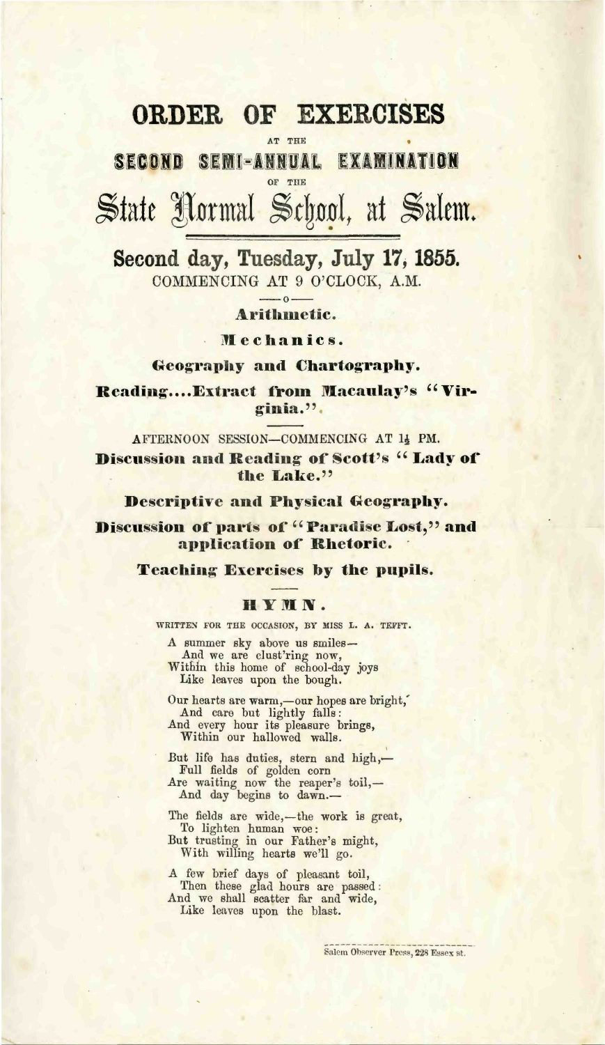# ORDER OF EXERCISES

AT THE

## SECOND SEMI-ANNUAL EXAMINATION

OF THE

# State Normal School, at Salem.

## Second day, Tuesday, July 17, 1855.

COMMENCING AT 9 O'CLOCK, A.M.

—o—

**Arithmetic.**

**Mechanics.**

**Geography and Chartography.**

**Reading....Extract from Macaulay's "Virginia."**

---

AFTERNOON SESSION—COMMENCING AT 1½ PM.

**Discussion and Reading of Scott's "Lady of the Lake."**

**Descriptive and Physical Geography.**

**Discussion of parts of "Paradise Lost," and application of Rhetoric.**

**Teaching Exercises by the pupils.**

---

### HYMN.

WRITTEN FOR THE OCCASION, BY MISS L. A. TEFFT.

A summer sky above us smiles—
And we are clust'ring now,
Within this home of school-day joys
Like leaves upon the bough.

Our hearts are warm,—our hopes are bright,
And care but lightly falls:
And every hour its pleasure brings,
Within our hallowed walls.

But life has duties, stern and high,—
Full fields of golden corn
Are waiting now the reaper's toil,—
And day begins to dawn.—

The fields are wide,—the work is great,
To lighten human woe:
But trusting in our Father's might,
With willing hearts we'll go.

A few brief days of pleasant toil,
Then these glad hours are passed:
And we shall scatter far and wide,
Like leaves upon the blast.

Salem Observer Press, 228 Essex st.